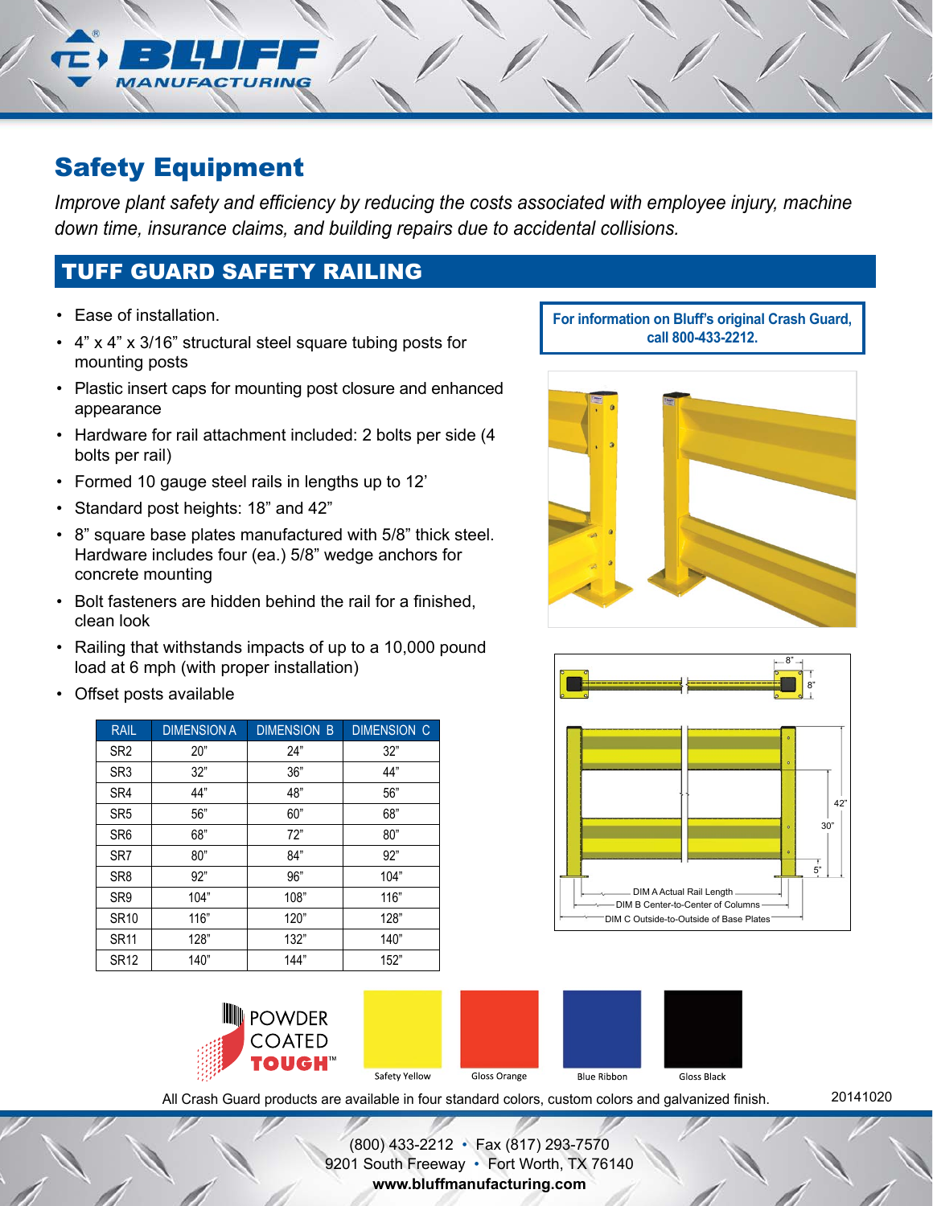# Safety Equipment

*Improve plant safety and efficiency by reducing the costs associated with employee injury, machine down time, insurance claims, and building repairs due to accidental collisions.*

## TUFF GUARD SAFETY RAILING

- Ease of installation.
- 4" x 4" x 3/16" structural steel square tubing posts for mounting posts
- Plastic insert caps for mounting post closure and enhanced appearance
- Hardware for rail attachment included: 2 bolts per side (4 bolts per rail)
- Formed 10 gauge steel rails in lengths up to 12'
- Standard post heights: 18" and 42"
- 8" square base plates manufactured with 5/8" thick steel. Hardware includes four (ea.) 5/8" wedge anchors for concrete mounting
- Bolt fasteners are hidden behind the rail for a finished, clean look
- Railing that withstands impacts of up to a 10,000 pound load at 6 mph (with proper installation)
- Offset posts available

**For information on Bluff's original Crash Guard, call 800-433-2212.**

| RAIL | DIMENSION A | DIMENSION B | DIMENSION C |
|---|---|---|---|
| SR2 | 20" | 24" | 32" |
| SR3 | 32" | 36" | 44" |
| SR4 | 44" | 48" | 56" |
| SR5 | 56" | 60" | 68" |
| SR6 | 68" | 72" | 80" |
| SR7 | 80" | 84" | 92" |
| SR8 | 92" | 96" | 104" |
| SR9 | 104" | 108" | 116" |
| SR10 | 116" | 120" | 128" |
| SR11 | 128" | 132" | 140" |
| SR12 | 140" | 144" | 152" |

8" 8" 42" 30" 5"

DIM A Actual Rail Length
DIM B Center-to-Center of Columns
DIM C Outside-to-Outside of Base Plates

POWDER COATED TOUGH™

Safety Yellow | Gloss Orange | Blue Ribbon | Gloss Black

All Crash Guard products are available in four standard colors, custom colors and galvanized finish.

20141020

(800) 433-2212 • Fax (817) 293-7570
9201 South Freeway • Fort Worth, TX 76140
**www.bluffmanufacturing.com**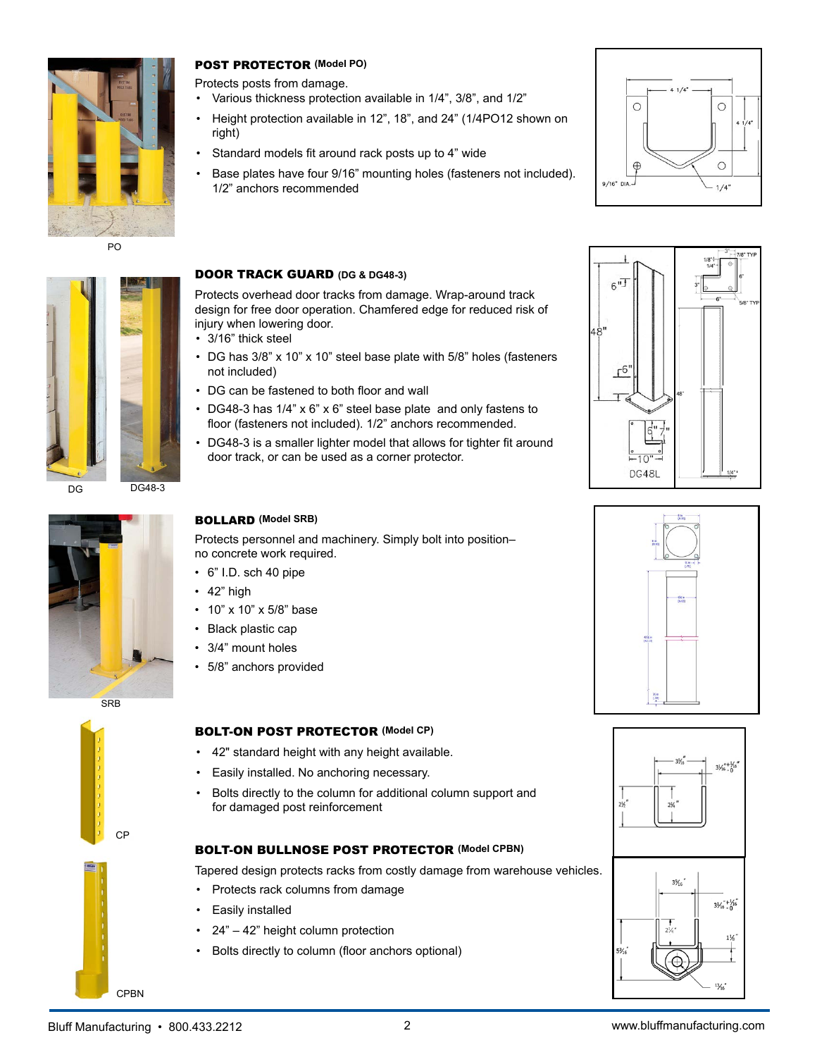## POST PROTECTOR (Model PO)

Protects posts from damage.

- Various thickness protection available in 1/4", 3/8", and 1/2"
- Height protection available in 12", 18", and 24" (1/4PO12 shown on right)
- Standard models fit around rack posts up to 4" wide
- Base plates have four 9/16" mounting holes (fasteners not included). 1/2" anchors recommended

PO

## DOOR TRACK GUARD (DG & DG48-3)

Protects overhead door tracks from damage. Wrap-around track design for free door operation. Chamfered edge for reduced risk of injury when lowering door.

- 3/16" thick steel
- DG has 3/8" x 10" x 10" steel base plate with 5/8" holes (fasteners not included)
- DG can be fastened to both floor and wall
- DG48-3 has 1/4" x 6" x 6" steel base plate and only fastens to floor (fasteners not included). 1/2" anchors recommended.
- DG48-3 is a smaller lighter model that allows for tighter fit around door track, or can be used as a corner protector.

DG DG48-3

## BOLLARD (Model SRB)

Protects personnel and machinery. Simply bolt into position– no concrete work required.

- 6" I.D. sch 40 pipe
- 42" high
- 10" x 10" x 5/8" base
- Black plastic cap
- 3/4" mount holes
- 5/8" anchors provided

SRB

## BOLT-ON POST PROTECTOR (Model CP)

- 42" standard height with any height available.
- Easily installed. No anchoring necessary.
- Bolts directly to the column for additional column support and for damaged post reinforcement

CP

## BOLT-ON BULLNOSE POST PROTECTOR (Model CPBN)

Tapered design protects racks from costly damage from warehouse vehicles.

- Protects rack columns from damage
- Easily installed
- 24" – 42" height column protection
- Bolts directly to column (floor anchors optional)

CPBN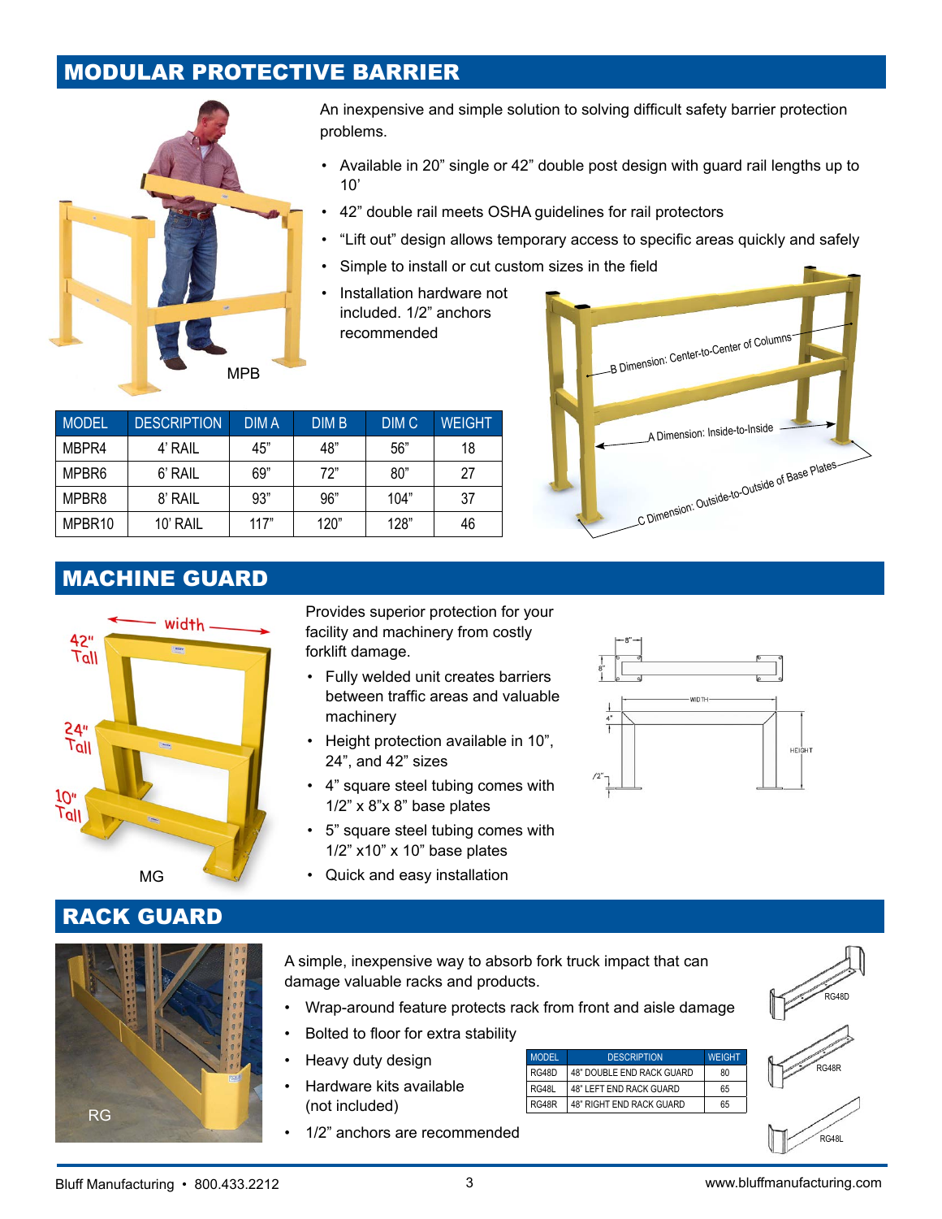## MODULAR PROTECTIVE BARRIER

An inexpensive and simple solution to solving difficult safety barrier protection problems.

- Available in 20" single or 42" double post design with guard rail lengths up to 10'
- 42" double rail meets OSHA guidelines for rail protectors
- "Lift out" design allows temporary access to specific areas quickly and safely
- Simple to install or cut custom sizes in the field
- Installation hardware not included. 1/2" anchors recommended

MPB

| MODEL | DESCRIPTION | DIM A | DIM B | DIM C | WEIGHT |
|---|---|---|---|---|---|
| MBPR4 | 4' RAIL | 45" | 48" | 56" | 18 |
| MPBR6 | 6' RAIL | 69" | 72" | 80" | 27 |
| MPBR8 | 8' RAIL | 93" | 96" | 104" | 37 |
| MPBR10 | 10' RAIL | 117" | 120" | 128" | 46 |

B Dimension: Center-to-Center of Columns

A Dimension: Inside-to-Inside

C Dimension: Outside-to-Outside of Base Plates

## MACHINE GUARD

width

42" Tall

24" Tall

10" Tall

MG

Provides superior protection for your facility and machinery from costly forklift damage.

- Fully welded unit creates barriers between traffic areas and valuable machinery
- Height protection available in 10", 24", and 42" sizes
- 4" square steel tubing comes with 1/2" x 8"x 8" base plates
- 5" square steel tubing comes with 1/2" x10" x 10" base plates
- Quick and easy installation

## RACK GUARD

RG

A simple, inexpensive way to absorb fork truck impact that can damage valuable racks and products.

- Wrap-around feature protects rack from front and aisle damage
- Bolted to floor for extra stability
- Heavy duty design
- Hardware kits available (not included)
- 1/2" anchors are recommended

| MODEL | DESCRIPTION | WEIGHT |
|---|---|---|
| RG48D | 48" DOUBLE END RACK GUARD | 80 |
| RG48L | 48" LEFT END RACK GUARD | 65 |
| RG48R | 48" RIGHT END RACK GUARD | 65 |

RG48D

RG48R

RG48L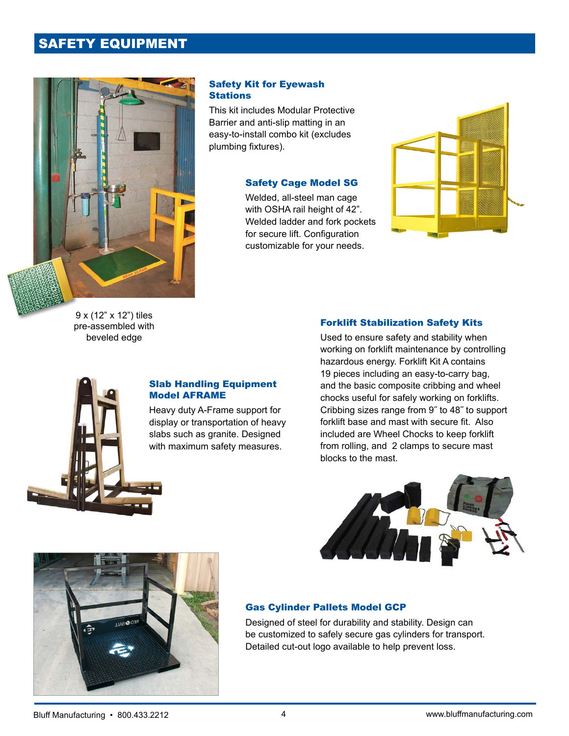# SAFETY EQUIPMENT

9 x (12" x 12") tiles pre-assembled with beveled edge

## Safety Kit for Eyewash Stations

This kit includes Modular Protective Barrier and anti-slip matting in an easy-to-install combo kit (excludes plumbing fixtures).

## Safety Cage Model SG

Welded, all-steel man cage with OSHA rail height of 42". Welded ladder and fork pockets for secure lift. Configuration customizable for your needs.

## Forklift Stabilization Safety Kits

Used to ensure safety and stability when working on forklift maintenance by controlling hazardous energy. Forklift Kit A contains 19 pieces including an easy-to-carry bag, and the basic composite cribbing and wheel chocks useful for safely working on forklifts. Cribbing sizes range from 9˝ to 48˝ to support forklift base and mast with secure fit. Also included are Wheel Chocks to keep forklift from rolling, and 2 clamps to secure mast blocks to the mast.

## Slab Handling Equipment Model AFRAME

Heavy duty A-Frame support for display or transportation of heavy slabs such as granite. Designed with maximum safety measures.

## Gas Cylinder Pallets Model GCP

Designed of steel for durability and stability. Design can be customized to safely secure gas cylinders for transport. Detailed cut-out logo available to help prevent loss.